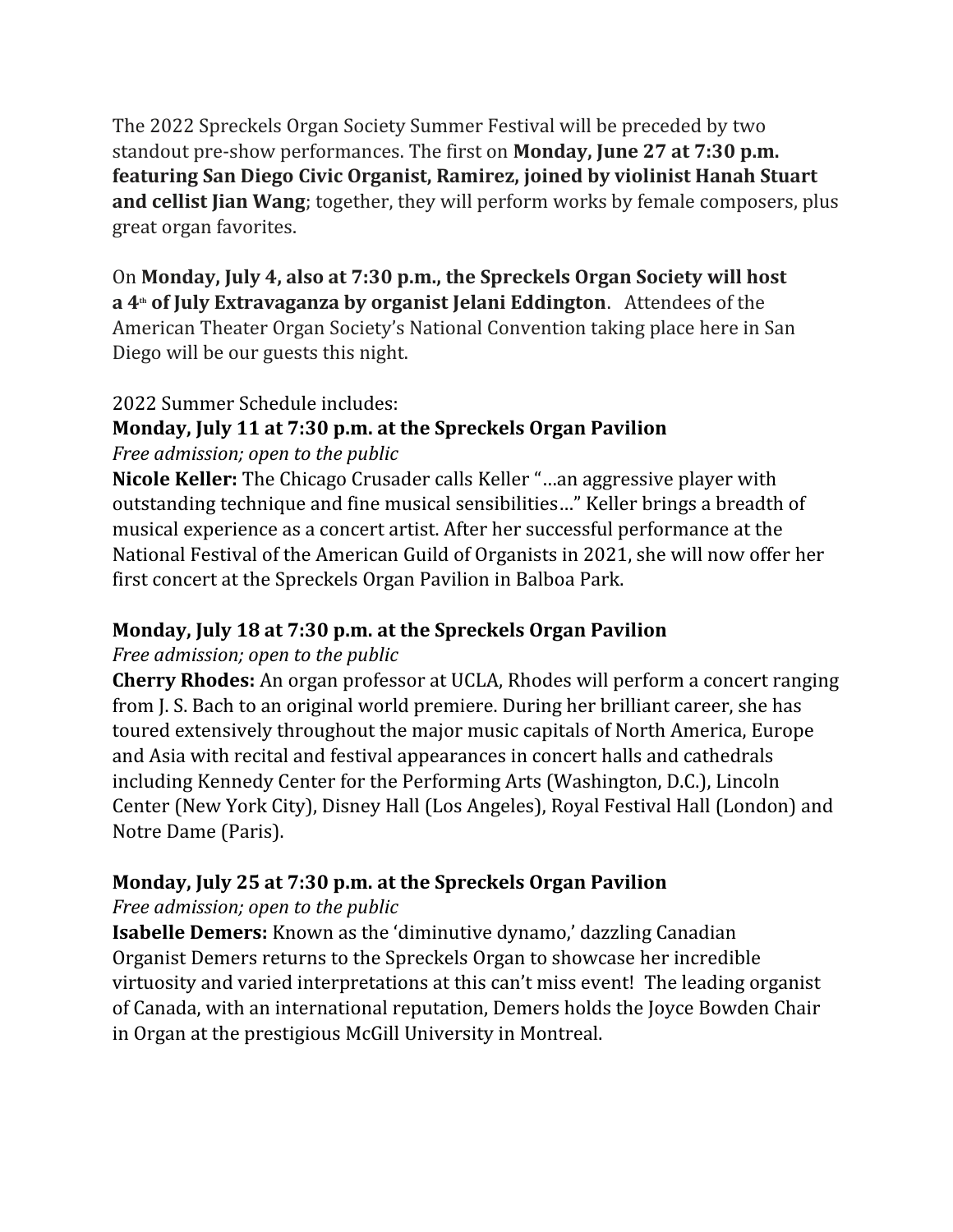The 2022 Spreckels Organ Society Summer Festival will be preceded by two standout pre-show performances. The first on **Monday, June 27 at 7:30 p.m. featuring San Diego Civic Organist, Ramirez, joined by violinist Hanah Stuart and cellist Jian Wang**; together, they will perform works by female composers, plus great organ favorites.

On **Monday, July 4, also at 7:30 p.m., the Spreckels Organ Society will host a 4th of July Extravaganza by organist Jelani Eddington**. Attendees of the American Theater Organ Society's National Convention taking place here in San Diego will be our guests this night.

2022 Summer Schedule includes:

**Monday, July 11 at 7:30 p.m. at the Spreckels Organ Pavilion**
*Free admission; open to the public*
**Nicole Keller:** The Chicago Crusader calls Keller "…an aggressive player with outstanding technique and fine musical sensibilities…" Keller brings a breadth of musical experience as a concert artist. After her successful performance at the National Festival of the American Guild of Organists in 2021, she will now offer her first concert at the Spreckels Organ Pavilion in Balboa Park.

**Monday, July 18 at 7:30 p.m. at the Spreckels Organ Pavilion**
*Free admission; open to the public*
**Cherry Rhodes:** An organ professor at UCLA, Rhodes will perform a concert ranging from J. S. Bach to an original world premiere. During her brilliant career, she has toured extensively throughout the major music capitals of North America, Europe and Asia with recital and festival appearances in concert halls and cathedrals including Kennedy Center for the Performing Arts (Washington, D.C.), Lincoln Center (New York City), Disney Hall (Los Angeles), Royal Festival Hall (London) and Notre Dame (Paris).

**Monday, July 25 at 7:30 p.m. at the Spreckels Organ Pavilion**
*Free admission; open to the public*
**Isabelle Demers:** Known as the 'diminutive dynamo,' dazzling Canadian Organist Demers returns to the Spreckels Organ to showcase her incredible virtuosity and varied interpretations at this can't miss event! The leading organist of Canada, with an international reputation, Demers holds the Joyce Bowden Chair in Organ at the prestigious McGill University in Montreal.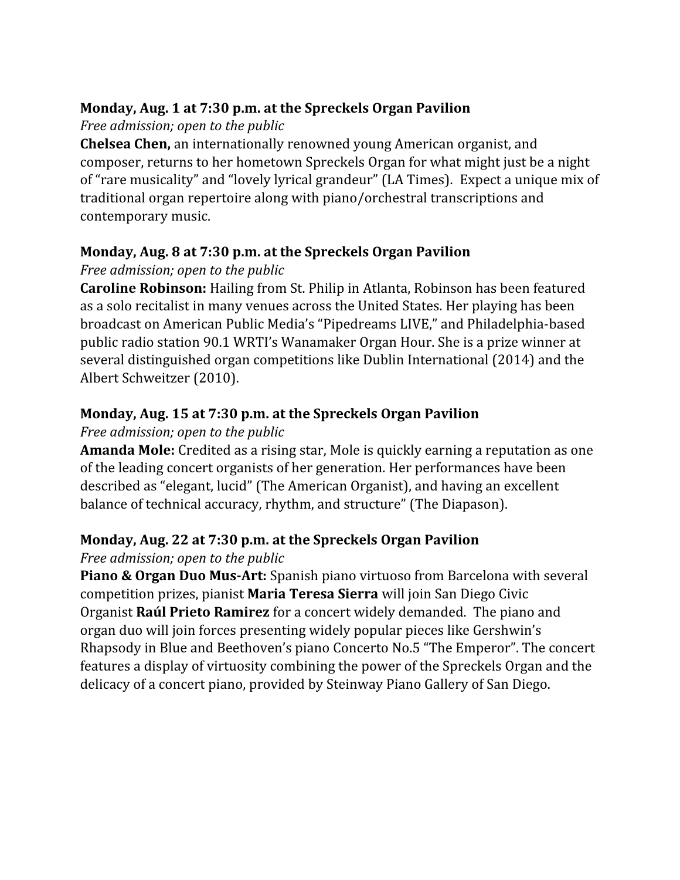**Monday, Aug. 1 at 7:30 p.m. at the Spreckels Organ Pavilion**

*Free admission; open to the public*

**Chelsea Chen,** an internationally renowned young American organist, and composer, returns to her hometown Spreckels Organ for what might just be a night of "rare musicality" and "lovely lyrical grandeur" (LA Times). Expect a unique mix of traditional organ repertoire along with piano/orchestral transcriptions and contemporary music.

**Monday, Aug. 8 at 7:30 p.m. at the Spreckels Organ Pavilion**

*Free admission; open to the public*

**Caroline Robinson:** Hailing from St. Philip in Atlanta, Robinson has been featured as a solo recitalist in many venues across the United States. Her playing has been broadcast on American Public Media's "Pipedreams LIVE," and Philadelphia-based public radio station 90.1 WRTI's Wanamaker Organ Hour. She is a prize winner at several distinguished organ competitions like Dublin International (2014) and the Albert Schweitzer (2010).

**Monday, Aug. 15 at 7:30 p.m. at the Spreckels Organ Pavilion**

*Free admission; open to the public*

**Amanda Mole:** Credited as a rising star, Mole is quickly earning a reputation as one of the leading concert organists of her generation. Her performances have been described as "elegant, lucid" (The American Organist), and having an excellent balance of technical accuracy, rhythm, and structure" (The Diapason).

**Monday, Aug. 22 at 7:30 p.m. at the Spreckels Organ Pavilion**

*Free admission; open to the public*

**Piano & Organ Duo Mus-Art:** Spanish piano virtuoso from Barcelona with several competition prizes, pianist **Maria Teresa Sierra** will join San Diego Civic Organist **Raúl Prieto Ramirez** for a concert widely demanded. The piano and organ duo will join forces presenting widely popular pieces like Gershwin's Rhapsody in Blue and Beethoven's piano Concerto No.5 "The Emperor". The concert features a display of virtuosity combining the power of the Spreckels Organ and the delicacy of a concert piano, provided by Steinway Piano Gallery of San Diego.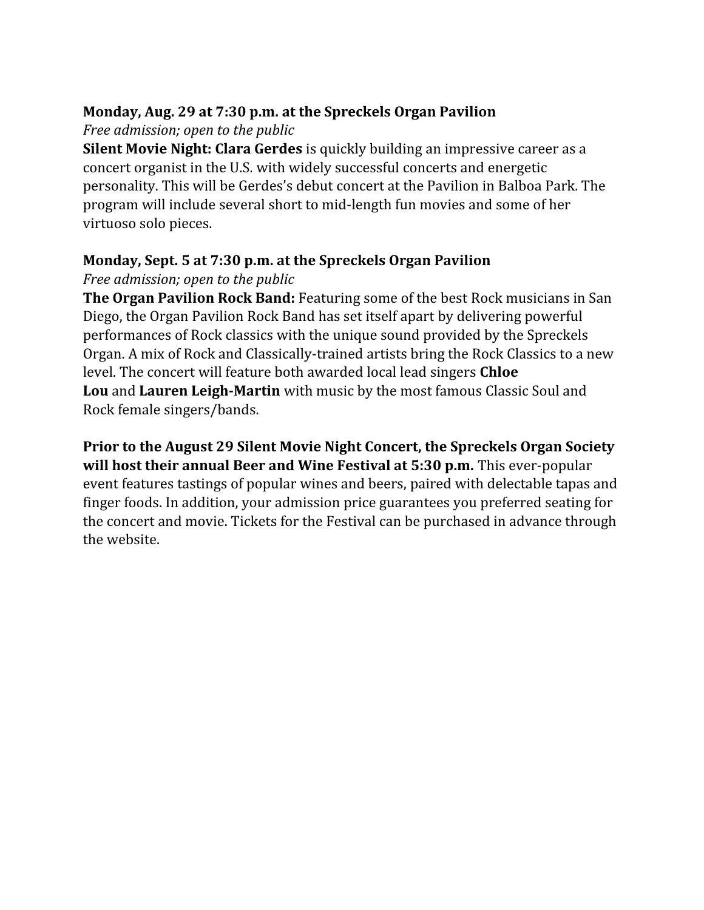**Monday, Aug. 29 at 7:30 p.m. at the Spreckels Organ Pavilion**

*Free admission; open to the public*

**Silent Movie Night: Clara Gerdes** is quickly building an impressive career as a concert organist in the U.S. with widely successful concerts and energetic personality. This will be Gerdes's debut concert at the Pavilion in Balboa Park. The program will include several short to mid-length fun movies and some of her virtuoso solo pieces.

**Monday, Sept. 5 at 7:30 p.m. at the Spreckels Organ Pavilion**

*Free admission; open to the public*

**The Organ Pavilion Rock Band:** Featuring some of the best Rock musicians in San Diego, the Organ Pavilion Rock Band has set itself apart by delivering powerful performances of Rock classics with the unique sound provided by the Spreckels Organ. A mix of Rock and Classically-trained artists bring the Rock Classics to a new level. The concert will feature both awarded local lead singers **Chloe Lou** and **Lauren Leigh-Martin** with music by the most famous Classic Soul and Rock female singers/bands.

**Prior to the August 29 Silent Movie Night Concert, the Spreckels Organ Society will host their annual Beer and Wine Festival at 5:30 p.m.** This ever-popular event features tastings of popular wines and beers, paired with delectable tapas and finger foods. In addition, your admission price guarantees you preferred seating for the concert and movie. Tickets for the Festival can be purchased in advance through the website.